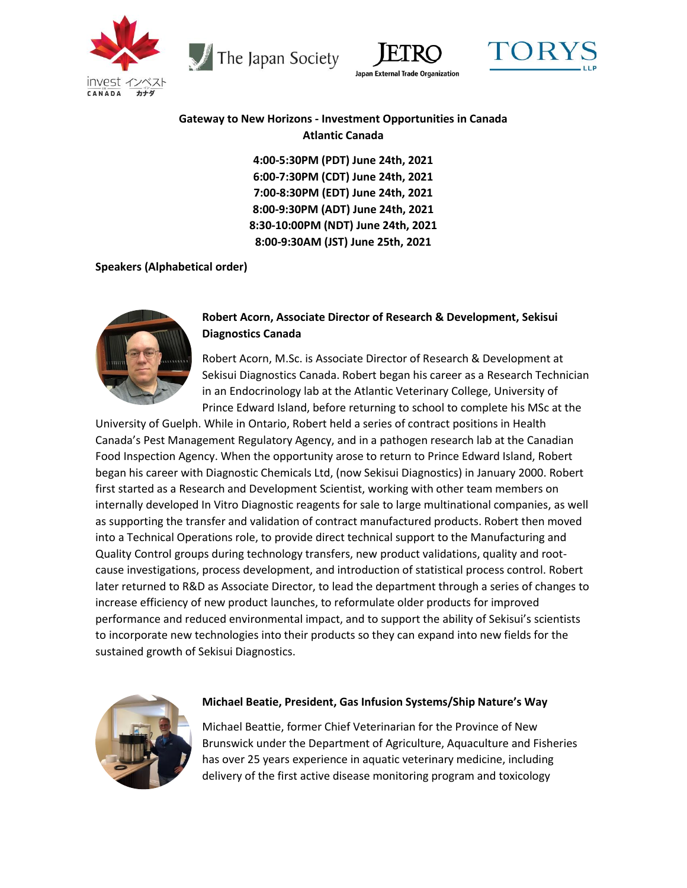# Gateway to New Horizons - Investment Opportunities in Canada

## Atlantic Canada

**4:00-5:30PM (PDT) June 24th, 2021**
**6:00-7:30PM (CDT) June 24th, 2021**
**7:00-8:30PM (EDT) June 24th, 2021**
**8:00-9:30PM (ADT) June 24th, 2021**
**8:30-10:00PM (NDT) June 24th, 2021**
**8:00-9:30AM (JST) June 25th, 2021**

**Speakers (Alphabetical order)**

**Robert Acorn, Associate Director of Research & Development, Sekisui Diagnostics Canada**

Robert Acorn, M.Sc. is Associate Director of Research & Development at Sekisui Diagnostics Canada. Robert began his career as a Research Technician in an Endocrinology lab at the Atlantic Veterinary College, University of Prince Edward Island, before returning to school to complete his MSc at the University of Guelph. While in Ontario, Robert held a series of contract positions in Health Canada's Pest Management Regulatory Agency, and in a pathogen research lab at the Canadian Food Inspection Agency. When the opportunity arose to return to Prince Edward Island, Robert began his career with Diagnostic Chemicals Ltd, (now Sekisui Diagnostics) in January 2000. Robert first started as a Research and Development Scientist, working with other team members on internally developed In Vitro Diagnostic reagents for sale to large multinational companies, as well as supporting the transfer and validation of contract manufactured products. Robert then moved into a Technical Operations role, to provide direct technical support to the Manufacturing and Quality Control groups during technology transfers, new product validations, quality and root-cause investigations, process development, and introduction of statistical process control. Robert later returned to R&D as Associate Director, to lead the department through a series of changes to increase efficiency of new product launches, to reformulate older products for improved performance and reduced environmental impact, and to support the ability of Sekisui's scientists to incorporate new technologies into their products so they can expand into new fields for the sustained growth of Sekisui Diagnostics.

**Michael Beatie, President, Gas Infusion Systems/Ship Nature's Way**

Michael Beattie, former Chief Veterinarian for the Province of New Brunswick under the Department of Agriculture, Aquaculture and Fisheries has over 25 years experience in aquatic veterinary medicine, including delivery of the first active disease monitoring program and toxicology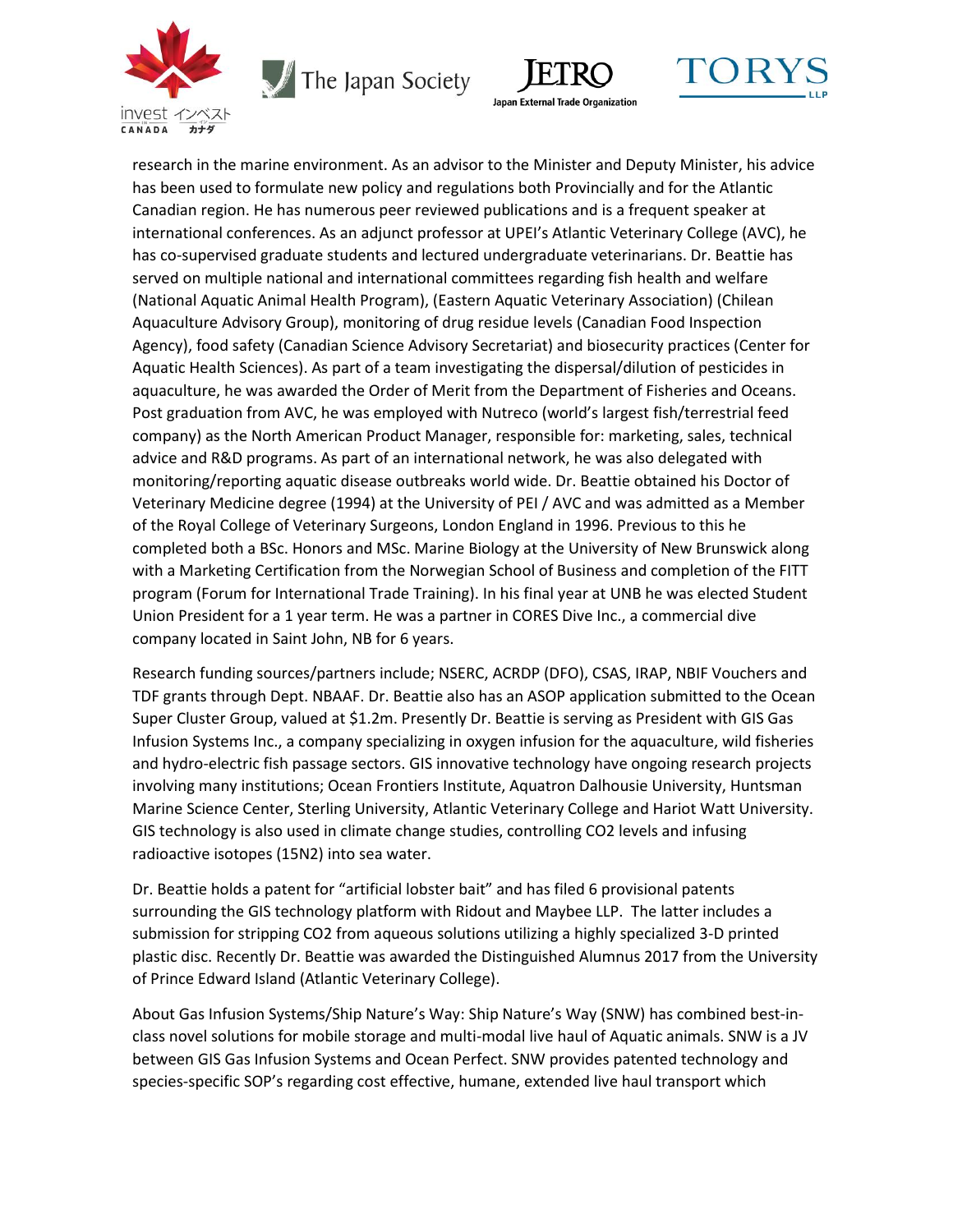research in the marine environment. As an advisor to the Minister and Deputy Minister, his advice has been used to formulate new policy and regulations both Provincially and for the Atlantic Canadian region. He has numerous peer reviewed publications and is a frequent speaker at international conferences. As an adjunct professor at UPEI's Atlantic Veterinary College (AVC), he has co-supervised graduate students and lectured undergraduate veterinarians. Dr. Beattie has served on multiple national and international committees regarding fish health and welfare (National Aquatic Animal Health Program), (Eastern Aquatic Veterinary Association) (Chilean Aquaculture Advisory Group), monitoring of drug residue levels (Canadian Food Inspection Agency), food safety (Canadian Science Advisory Secretariat) and biosecurity practices (Center for Aquatic Health Sciences). As part of a team investigating the dispersal/dilution of pesticides in aquaculture, he was awarded the Order of Merit from the Department of Fisheries and Oceans. Post graduation from AVC, he was employed with Nutreco (world's largest fish/terrestrial feed company) as the North American Product Manager, responsible for: marketing, sales, technical advice and R&D programs. As part of an international network, he was also delegated with monitoring/reporting aquatic disease outbreaks world wide. Dr. Beattie obtained his Doctor of Veterinary Medicine degree (1994) at the University of PEI / AVC and was admitted as a Member of the Royal College of Veterinary Surgeons, London England in 1996. Previous to this he completed both a BSc. Honors and MSc. Marine Biology at the University of New Brunswick along with a Marketing Certification from the Norwegian School of Business and completion of the FITT program (Forum for International Trade Training). In his final year at UNB he was elected Student Union President for a 1 year term. He was a partner in CORES Dive Inc., a commercial dive company located in Saint John, NB for 6 years.

Research funding sources/partners include; NSERC, ACRDP (DFO), CSAS, IRAP, NBIF Vouchers and TDF grants through Dept. NBAAF. Dr. Beattie also has an ASOP application submitted to the Ocean Super Cluster Group, valued at $1.2m. Presently Dr. Beattie is serving as President with GIS Gas Infusion Systems Inc., a company specializing in oxygen infusion for the aquaculture, wild fisheries and hydro-electric fish passage sectors. GIS innovative technology have ongoing research projects involving many institutions; Ocean Frontiers Institute, Aquatron Dalhousie University, Huntsman Marine Science Center, Sterling University, Atlantic Veterinary College and Hariot Watt University. GIS technology is also used in climate change studies, controlling $CO_2$ levels and infusing radioactive isotopes ($^{15}N_2$) into sea water.

Dr. Beattie holds a patent for "artificial lobster bait" and has filed 6 provisional patents surrounding the GIS technology platform with Ridout and Maybee LLP. The latter includes a submission for stripping $CO_2$ from aqueous solutions utilizing a highly specialized 3-D printed plastic disc. Recently Dr. Beattie was awarded the Distinguished Alumnus 2017 from the University of Prince Edward Island (Atlantic Veterinary College).

About Gas Infusion Systems/Ship Nature's Way: Ship Nature's Way (SNW) has combined best-in-class novel solutions for mobile storage and multi-modal live haul of Aquatic animals. SNW is a JV between GIS Gas Infusion Systems and Ocean Perfect. SNW provides patented technology and species-specific SOP's regarding cost effective, humane, extended live haul transport which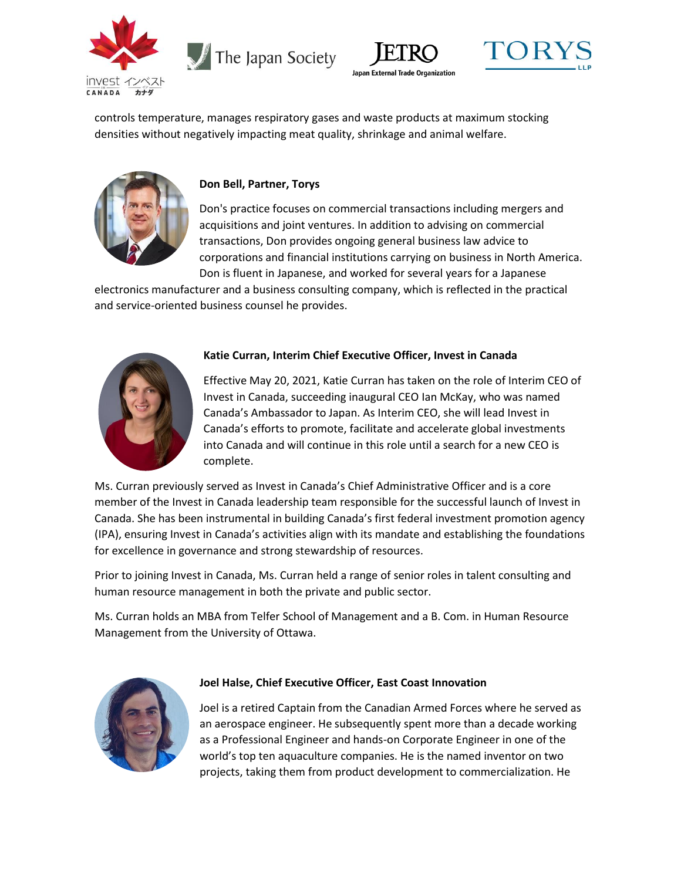controls temperature, manages respiratory gases and waste products at maximum stocking densities without negatively impacting meat quality, shrinkage and animal welfare.

**Don Bell, Partner, Torys**

Don's practice focuses on commercial transactions including mergers and acquisitions and joint ventures. In addition to advising on commercial transactions, Don provides ongoing general business law advice to corporations and financial institutions carrying on business in North America. Don is fluent in Japanese, and worked for several years for a Japanese electronics manufacturer and a business consulting company, which is reflected in the practical and service-oriented business counsel he provides.

**Katie Curran, Interim Chief Executive Officer, Invest in Canada**

Effective May 20, 2021, Katie Curran has taken on the role of Interim CEO of Invest in Canada, succeeding inaugural CEO Ian McKay, who was named Canada's Ambassador to Japan. As Interim CEO, she will lead Invest in Canada's efforts to promote, facilitate and accelerate global investments into Canada and will continue in this role until a search for a new CEO is complete.

Ms. Curran previously served as Invest in Canada's Chief Administrative Officer and is a core member of the Invest in Canada leadership team responsible for the successful launch of Invest in Canada. She has been instrumental in building Canada's first federal investment promotion agency (IPA), ensuring Invest in Canada's activities align with its mandate and establishing the foundations for excellence in governance and strong stewardship of resources.

Prior to joining Invest in Canada, Ms. Curran held a range of senior roles in talent consulting and human resource management in both the private and public sector.

Ms. Curran holds an MBA from Telfer School of Management and a B. Com. in Human Resource Management from the University of Ottawa.

**Joel Halse, Chief Executive Officer, East Coast Innovation**

Joel is a retired Captain from the Canadian Armed Forces where he served as an aerospace engineer. He subsequently spent more than a decade working as a Professional Engineer and hands-on Corporate Engineer in one of the world's top ten aquaculture companies. He is the named inventor on two projects, taking them from product development to commercialization. He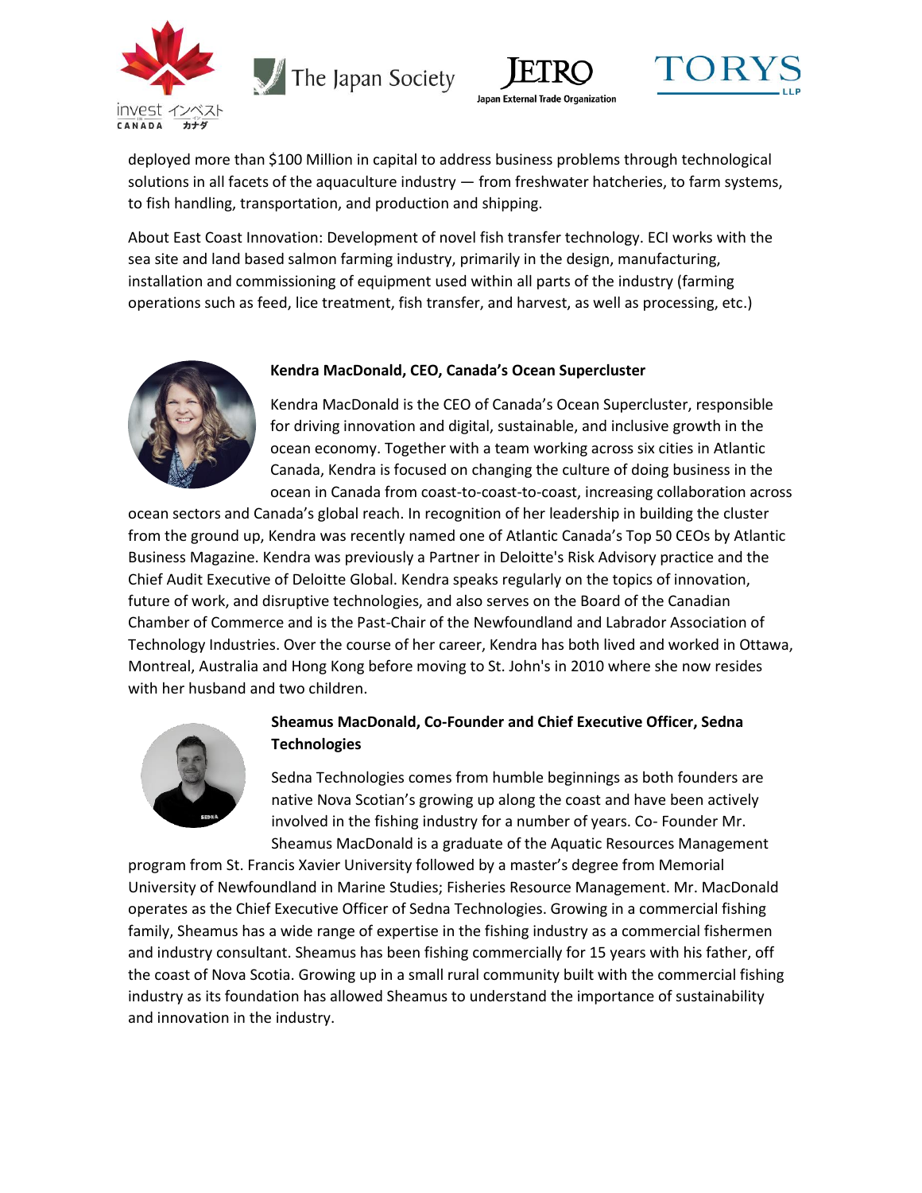deployed more than $100 Million in capital to address business problems through technological solutions in all facets of the aquaculture industry — from freshwater hatcheries, to farm systems, to fish handling, transportation, and production and shipping.

About East Coast Innovation: Development of novel fish transfer technology. ECI works with the sea site and land based salmon farming industry, primarily in the design, manufacturing, installation and commissioning of equipment used within all parts of the industry (farming operations such as feed, lice treatment, fish transfer, and harvest, as well as processing, etc.)

**Kendra MacDonald, CEO, Canada's Ocean Supercluster**

Kendra MacDonald is the CEO of Canada's Ocean Supercluster, responsible for driving innovation and digital, sustainable, and inclusive growth in the ocean economy. Together with a team working across six cities in Atlantic Canada, Kendra is focused on changing the culture of doing business in the ocean in Canada from coast-to-coast-to-coast, increasing collaboration across ocean sectors and Canada's global reach. In recognition of her leadership in building the cluster from the ground up, Kendra was recently named one of Atlantic Canada's Top 50 CEOs by Atlantic Business Magazine. Kendra was previously a Partner in Deloitte's Risk Advisory practice and the Chief Audit Executive of Deloitte Global. Kendra speaks regularly on the topics of innovation, future of work, and disruptive technologies, and also serves on the Board of the Canadian Chamber of Commerce and is the Past-Chair of the Newfoundland and Labrador Association of Technology Industries. Over the course of her career, Kendra has both lived and worked in Ottawa, Montreal, Australia and Hong Kong before moving to St. John's in 2010 where she now resides with her husband and two children.

**Sheamus MacDonald, Co-Founder and Chief Executive Officer, Sedna Technologies**

Sedna Technologies comes from humble beginnings as both founders are native Nova Scotian's growing up along the coast and have been actively involved in the fishing industry for a number of years. Co- Founder Mr. Sheamus MacDonald is a graduate of the Aquatic Resources Management program from St. Francis Xavier University followed by a master's degree from Memorial University of Newfoundland in Marine Studies; Fisheries Resource Management. Mr. MacDonald operates as the Chief Executive Officer of Sedna Technologies. Growing in a commercial fishing family, Sheamus has a wide range of expertise in the fishing industry as a commercial fishermen and industry consultant. Sheamus has been fishing commercially for 15 years with his father, off the coast of Nova Scotia. Growing up in a small rural community built with the commercial fishing industry as its foundation has allowed Sheamus to understand the importance of sustainability and innovation in the industry.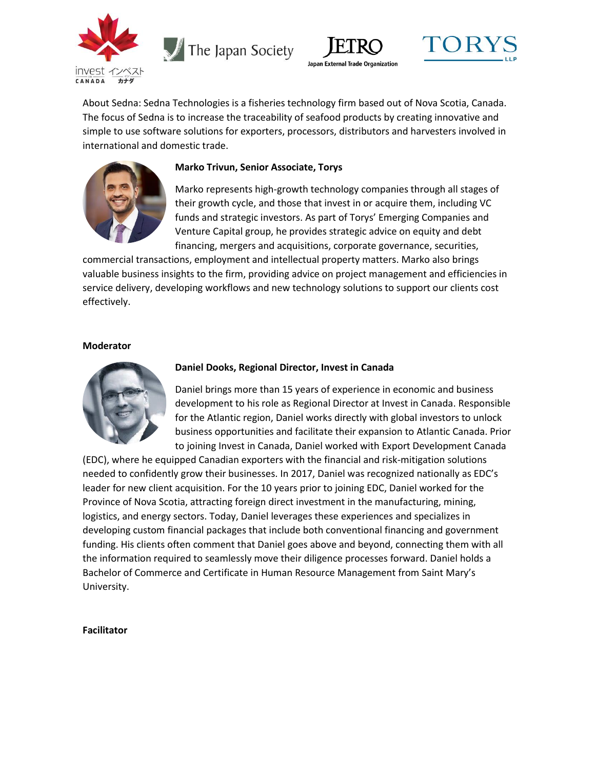About Sedna: Sedna Technologies is a fisheries technology firm based out of Nova Scotia, Canada. The focus of Sedna is to increase the traceability of seafood products by creating innovative and simple to use software solutions for exporters, processors, distributors and harvesters involved in international and domestic trade.

**Marko Trivun, Senior Associate, Torys**

Marko represents high-growth technology companies through all stages of their growth cycle, and those that invest in or acquire them, including VC funds and strategic investors. As part of Torys' Emerging Companies and Venture Capital group, he provides strategic advice on equity and debt financing, mergers and acquisitions, corporate governance, securities, commercial transactions, employment and intellectual property matters. Marko also brings valuable business insights to the firm, providing advice on project management and efficiencies in service delivery, developing workflows and new technology solutions to support our clients cost effectively.

**Moderator**

**Daniel Dooks, Regional Director, Invest in Canada**

Daniel brings more than 15 years of experience in economic and business development to his role as Regional Director at Invest in Canada. Responsible for the Atlantic region, Daniel works directly with global investors to unlock business opportunities and facilitate their expansion to Atlantic Canada. Prior to joining Invest in Canada, Daniel worked with Export Development Canada (EDC), where he equipped Canadian exporters with the financial and risk-mitigation solutions needed to confidently grow their businesses. In 2017, Daniel was recognized nationally as EDC's leader for new client acquisition. For the 10 years prior to joining EDC, Daniel worked for the Province of Nova Scotia, attracting foreign direct investment in the manufacturing, mining, logistics, and energy sectors. Today, Daniel leverages these experiences and specializes in developing custom financial packages that include both conventional financing and government funding. His clients often comment that Daniel goes above and beyond, connecting them with all the information required to seamlessly move their diligence processes forward. Daniel holds a Bachelor of Commerce and Certificate in Human Resource Management from Saint Mary's University.

**Facilitator**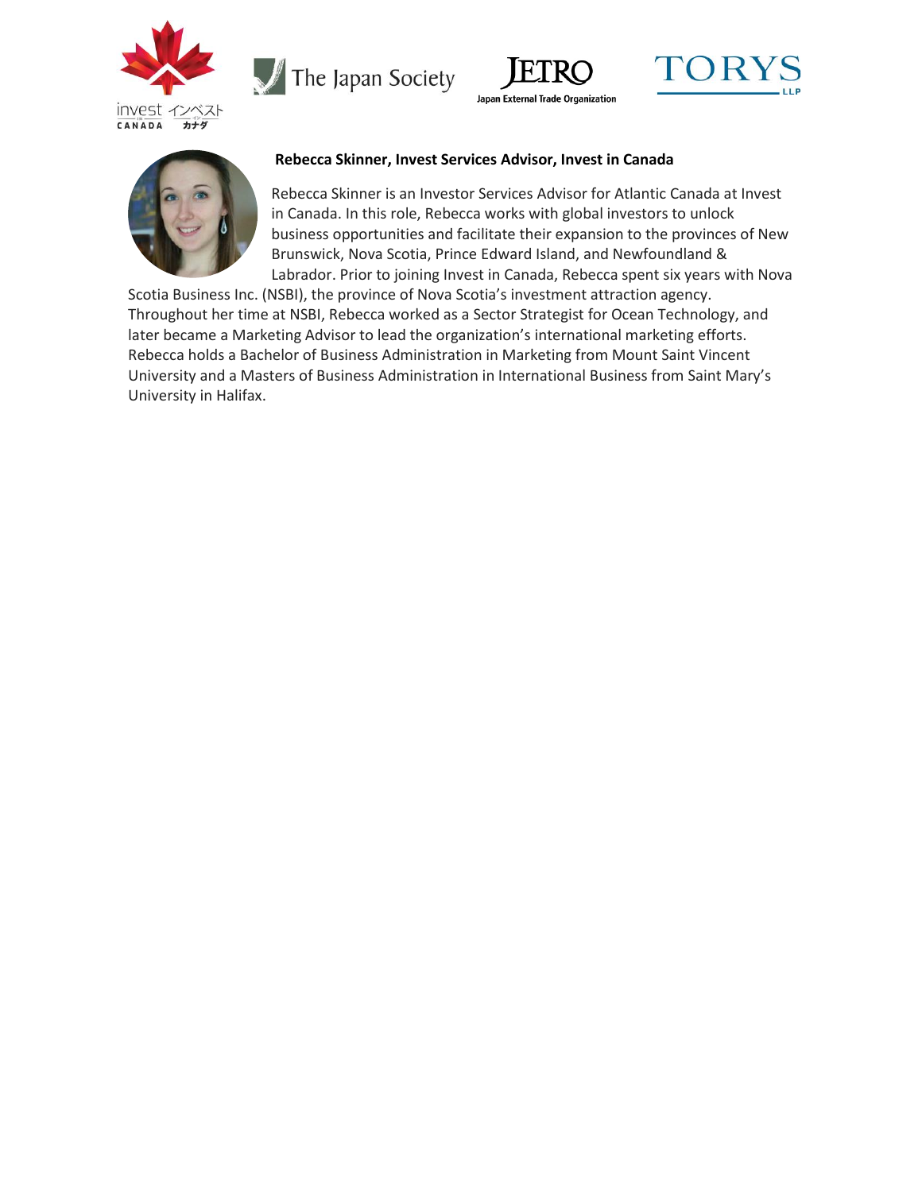**Rebecca Skinner, Invest Services Advisor, Invest in Canada**

Rebecca Skinner is an Investor Services Advisor for Atlantic Canada at Invest in Canada. In this role, Rebecca works with global investors to unlock business opportunities and facilitate their expansion to the provinces of New Brunswick, Nova Scotia, Prince Edward Island, and Newfoundland & Labrador. Prior to joining Invest in Canada, Rebecca spent six years with Nova Scotia Business Inc. (NSBI), the province of Nova Scotia's investment attraction agency. Throughout her time at NSBI, Rebecca worked as a Sector Strategist for Ocean Technology, and later became a Marketing Advisor to lead the organization's international marketing efforts. Rebecca holds a Bachelor of Business Administration in Marketing from Mount Saint Vincent University and a Masters of Business Administration in International Business from Saint Mary's University in Halifax.